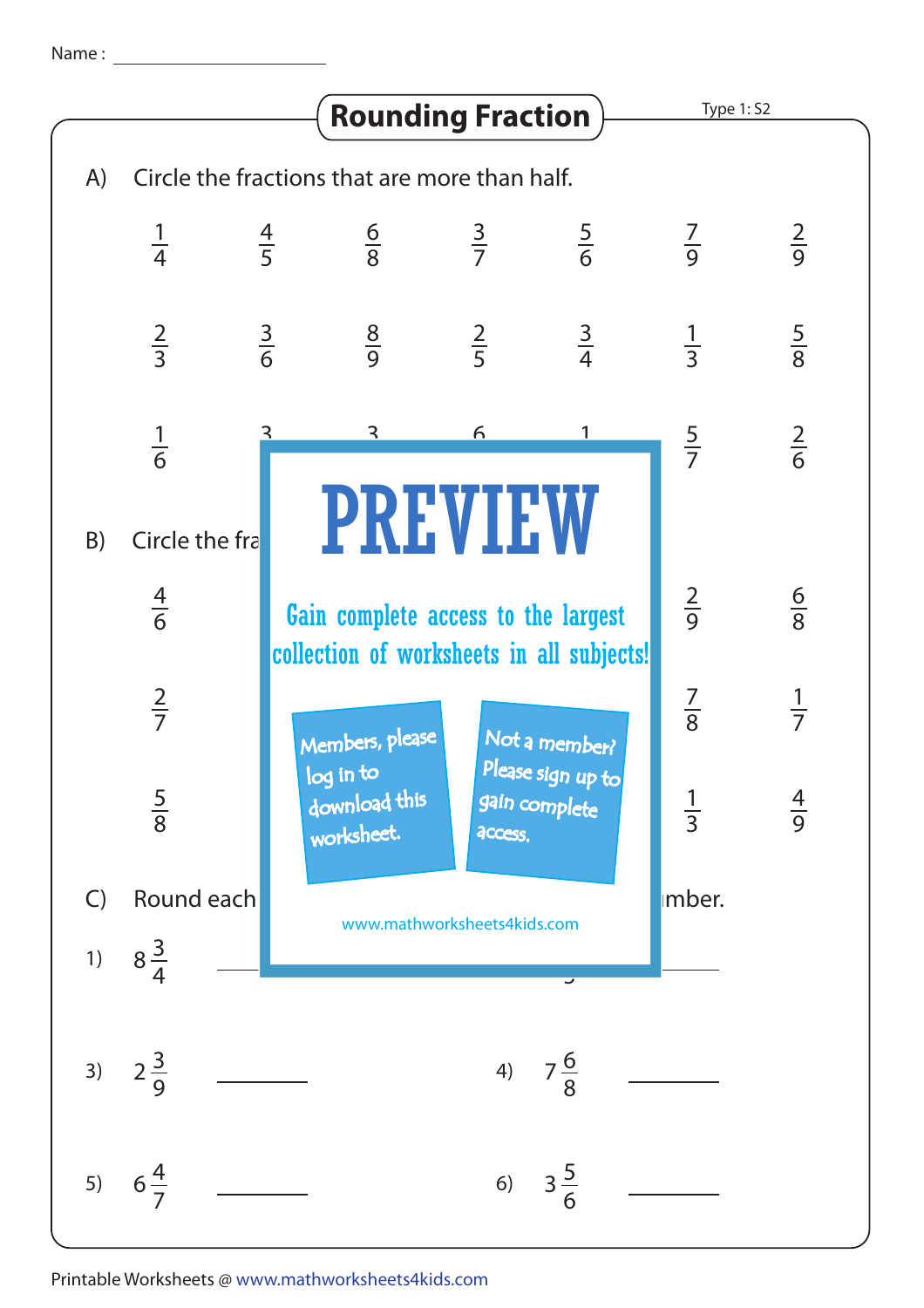Name : ______________________

# Rounding Fraction

Type 1: S2

A) Circle the fractions that are more than half.

| | | | | | | |
|---|---|---|---|---|---|---|
| $\frac{1}{4}$ | $\frac{4}{5}$ | $\frac{6}{8}$ | $\frac{3}{7}$ | $\frac{5}{6}$ | $\frac{7}{9}$ | $\frac{2}{9}$ |
| $\frac{2}{3}$ | $\frac{3}{6}$ | $\frac{8}{9}$ | $\frac{2}{5}$ | $\frac{3}{4}$ | $\frac{1}{3}$ | $\frac{5}{8}$ |
| $\frac{1}{6}$ | | | | | $\frac{5}{7}$ | $\frac{2}{6}$ |

B) Circle the fra

| | | |
|---|---|---|
| $\frac{4}{6}$ | $\frac{2}{9}$ | $\frac{6}{8}$ |
| $\frac{2}{7}$ | $\frac{7}{8}$ | $\frac{1}{7}$ |
| $\frac{5}{8}$ | $\frac{1}{3}$ | $\frac{4}{9}$ |

PREVIEW

Gain complete access to the largest collection of worksheets in all subjects!

Members, please log in to download this worksheet.

Not a member? Please sign up to gain complete access.

www.mathworksheets4kids.com

C) Round each ... mber.

1) $8\frac{3}{4}$ ________

3) $2\frac{3}{9}$ ________

4) $7\frac{6}{8}$ ________

5) $6\frac{4}{7}$ ________

6) $3\frac{5}{6}$ ________

Printable Worksheets @ www.mathworksheets4kids.com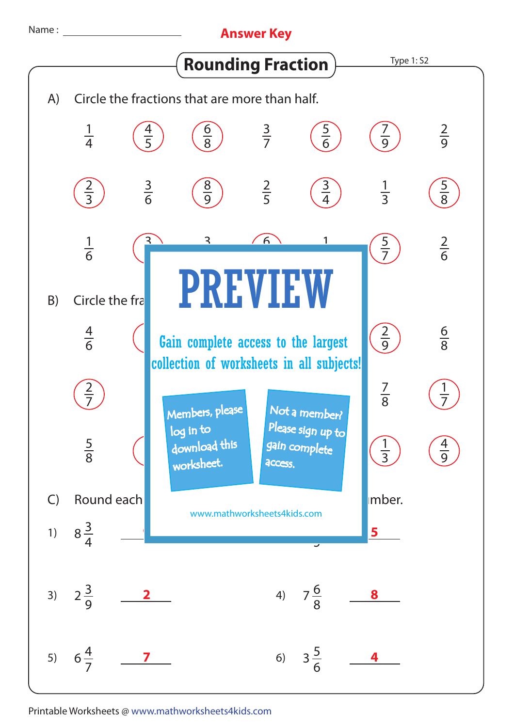Name : ____________________

**Answer Key**

# Rounding Fraction

Type 1: S2

A) Circle the fractions that are more than half.

$\frac{1}{4}$ &nbsp; ($\frac{4}{5}$) &nbsp; ($\frac{6}{8}$) &nbsp; $\frac{3}{7}$ &nbsp; ($\frac{5}{6}$) &nbsp; ($\frac{7}{9}$) &nbsp; $\frac{2}{9}$

($\frac{2}{3}$) &nbsp; $\frac{3}{6}$ &nbsp; ($\frac{8}{9}$) &nbsp; $\frac{2}{5}$ &nbsp; ($\frac{3}{4}$) &nbsp; $\frac{1}{3}$ &nbsp; ($\frac{5}{8}$)

$\frac{1}{6}$ &nbsp; ($3$) &nbsp; $3$ &nbsp; ($6$) &nbsp; $1$ &nbsp; ($\frac{5}{7}$) &nbsp; $\frac{2}{6}$

PREVIEW

Gain complete access to the largest collection of worksheets in all subjects!

Members, please log in to download this worksheet.

Not a member? Please sign up to gain complete access.

www.mathworksheets4kids.com

B) Circle the fra

$\frac{4}{6}$ &nbsp; ($\frac{2}{9}$) &nbsp; $\frac{6}{8}$

($\frac{2}{7}$) &nbsp; $\frac{7}{8}$ &nbsp; ($\frac{1}{7}$)

$\frac{5}{8}$ &nbsp; ($\frac{1}{3}$) &nbsp; ($\frac{4}{9}$)

C) Round each ... mber.

1) $8\frac{3}{4}$ ____ &nbsp;&nbsp;&nbsp; **5**

3) $2\frac{3}{9}$ **2** &nbsp;&nbsp;&nbsp; 4) $7\frac{6}{8}$ **8**

5) $6\frac{4}{7}$ **7** &nbsp;&nbsp;&nbsp; 6) $3\frac{5}{6}$ **4**

Printable Worksheets @ www.mathworksheets4kids.com